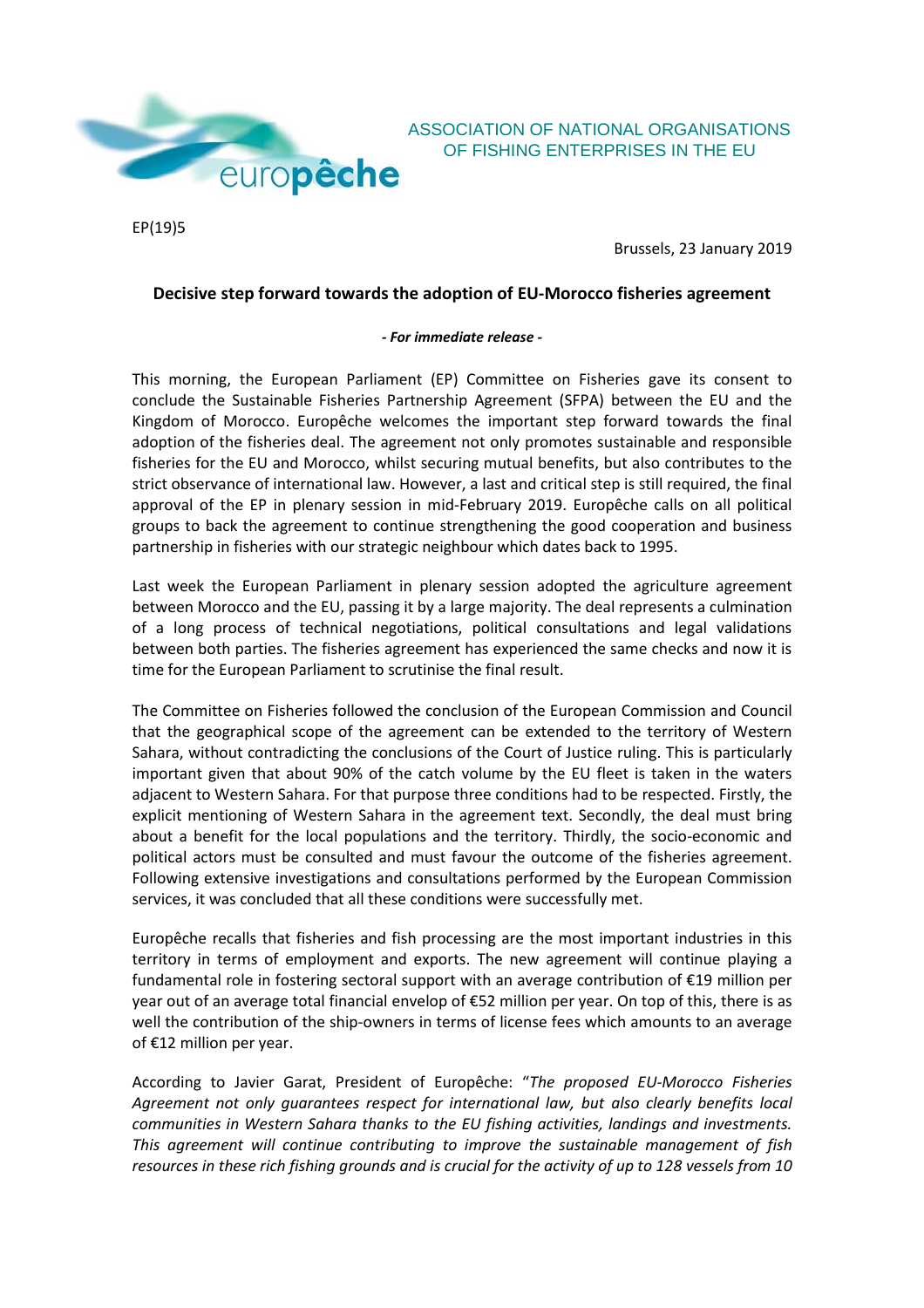ASSOCIATION OF NATIONAL ORGANISATIONS OF FISHING ENTERPRISES IN THE EU

EP(19)5

Brussels, 23 January 2019

# Decisive step forward towards the adoption of EU-Morocco fisheries agreement

***- For immediate release -***

This morning, the European Parliament (EP) Committee on Fisheries gave its consent to conclude the Sustainable Fisheries Partnership Agreement (SFPA) between the EU and the Kingdom of Morocco. Europêche welcomes the important step forward towards the final adoption of the fisheries deal. The agreement not only promotes sustainable and responsible fisheries for the EU and Morocco, whilst securing mutual benefits, but also contributes to the strict observance of international law. However, a last and critical step is still required, the final approval of the EP in plenary session in mid-February 2019. Europêche calls on all political groups to back the agreement to continue strengthening the good cooperation and business partnership in fisheries with our strategic neighbour which dates back to 1995.

Last week the European Parliament in plenary session adopted the agriculture agreement between Morocco and the EU, passing it by a large majority. The deal represents a culmination of a long process of technical negotiations, political consultations and legal validations between both parties. The fisheries agreement has experienced the same checks and now it is time for the European Parliament to scrutinise the final result.

The Committee on Fisheries followed the conclusion of the European Commission and Council that the geographical scope of the agreement can be extended to the territory of Western Sahara, without contradicting the conclusions of the Court of Justice ruling. This is particularly important given that about 90% of the catch volume by the EU fleet is taken in the waters adjacent to Western Sahara. For that purpose three conditions had to be respected. Firstly, the explicit mentioning of Western Sahara in the agreement text. Secondly, the deal must bring about a benefit for the local populations and the territory. Thirdly, the socio-economic and political actors must be consulted and must favour the outcome of the fisheries agreement. Following extensive investigations and consultations performed by the European Commission services, it was concluded that all these conditions were successfully met.

Europêche recalls that fisheries and fish processing are the most important industries in this territory in terms of employment and exports. The new agreement will continue playing a fundamental role in fostering sectoral support with an average contribution of €19 million per year out of an average total financial envelop of €52 million per year. On top of this, there is as well the contribution of the ship-owners in terms of license fees which amounts to an average of €12 million per year.

According to Javier Garat, President of Europêche: "*The proposed EU-Morocco Fisheries Agreement not only guarantees respect for international law, but also clearly benefits local communities in Western Sahara thanks to the EU fishing activities, landings and investments. This agreement will continue contributing to improve the sustainable management of fish resources in these rich fishing grounds and is crucial for the activity of up to 128 vessels from 10*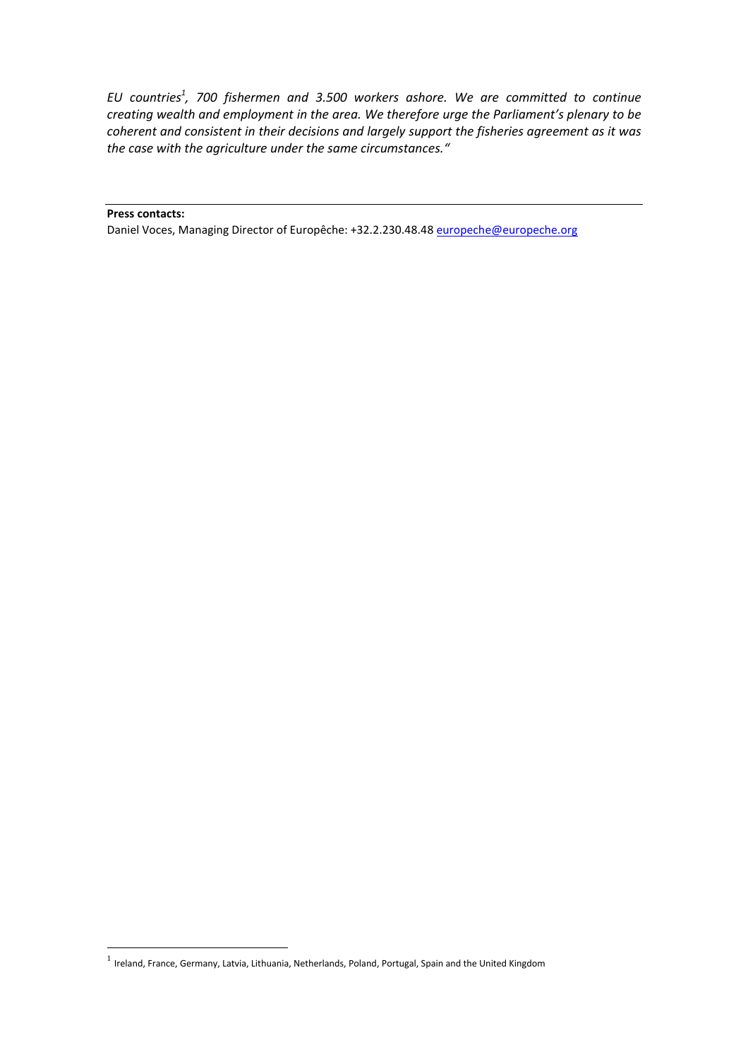*EU countries[1], 700 fishermen and 3.500 workers ashore. We are committed to continue creating wealth and employment in the area. We therefore urge the Parliament's plenary to be coherent and consistent in their decisions and largely support the fisheries agreement as it was the case with the agriculture under the same circumstances."*

---

**Press contacts:**

Daniel Voces, Managing Director of Europêche: +32.2.230.48.48 europeche@europeche.org

[1] Ireland, France, Germany, Latvia, Lithuania, Netherlands, Poland, Portugal, Spain and the United Kingdom